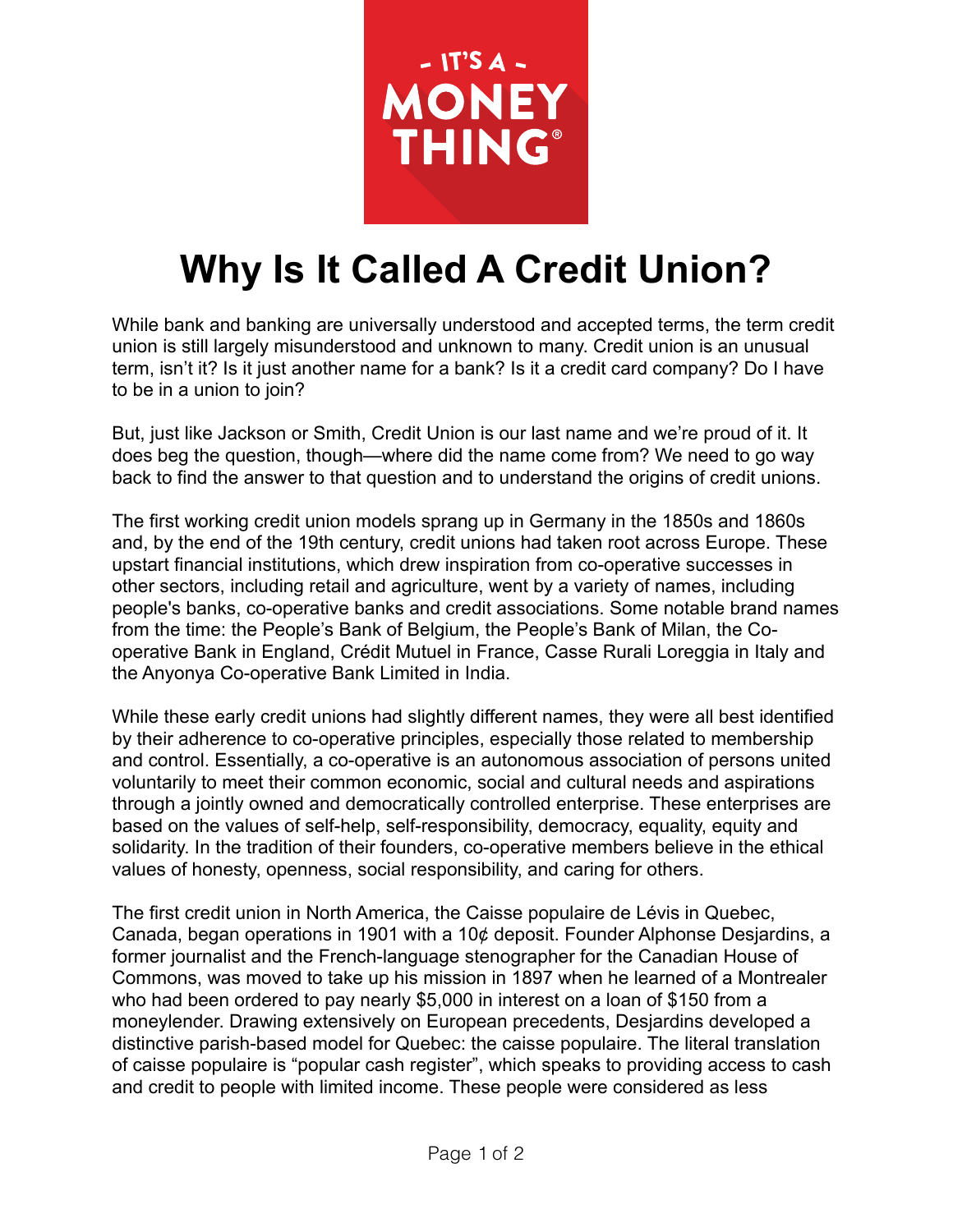# Why Is It Called A Credit Union?

While bank and banking are universally understood and accepted terms, the term credit union is still largely misunderstood and unknown to many. Credit union is an unusual term, isn't it? Is it just another name for a bank? Is it a credit card company? Do I have to be in a union to join?

But, just like Jackson or Smith, Credit Union is our last name and we're proud of it. It does beg the question, though—where did the name come from? We need to go way back to find the answer to that question and to understand the origins of credit unions.

The first working credit union models sprang up in Germany in the 1850s and 1860s and, by the end of the 19th century, credit unions had taken root across Europe. These upstart financial institutions, which drew inspiration from co-operative successes in other sectors, including retail and agriculture, went by a variety of names, including people's banks, co-operative banks and credit associations. Some notable brand names from the time: the People's Bank of Belgium, the People's Bank of Milan, the Co-operative Bank in England, Crédit Mutuel in France, Casse Rurali Loreggia in Italy and the Anyonya Co-operative Bank Limited in India.

While these early credit unions had slightly different names, they were all best identified by their adherence to co-operative principles, especially those related to membership and control. Essentially, a co-operative is an autonomous association of persons united voluntarily to meet their common economic, social and cultural needs and aspirations through a jointly owned and democratically controlled enterprise. These enterprises are based on the values of self-help, self-responsibility, democracy, equality, equity and solidarity. In the tradition of their founders, co-operative members believe in the ethical values of honesty, openness, social responsibility, and caring for others.

The first credit union in North America, the Caisse populaire de Lévis in Quebec, Canada, began operations in 1901 with a 10¢ deposit. Founder Alphonse Desjardins, a former journalist and the French-language stenographer for the Canadian House of Commons, was moved to take up his mission in 1897 when he learned of a Montrealer who had been ordered to pay nearly $5,000 in interest on a loan of $150 from a moneylender. Drawing extensively on European precedents, Desjardins developed a distinctive parish-based model for Quebec: the caisse populaire. The literal translation of caisse populaire is "popular cash register", which speaks to providing access to cash and credit to people with limited income. These people were considered as less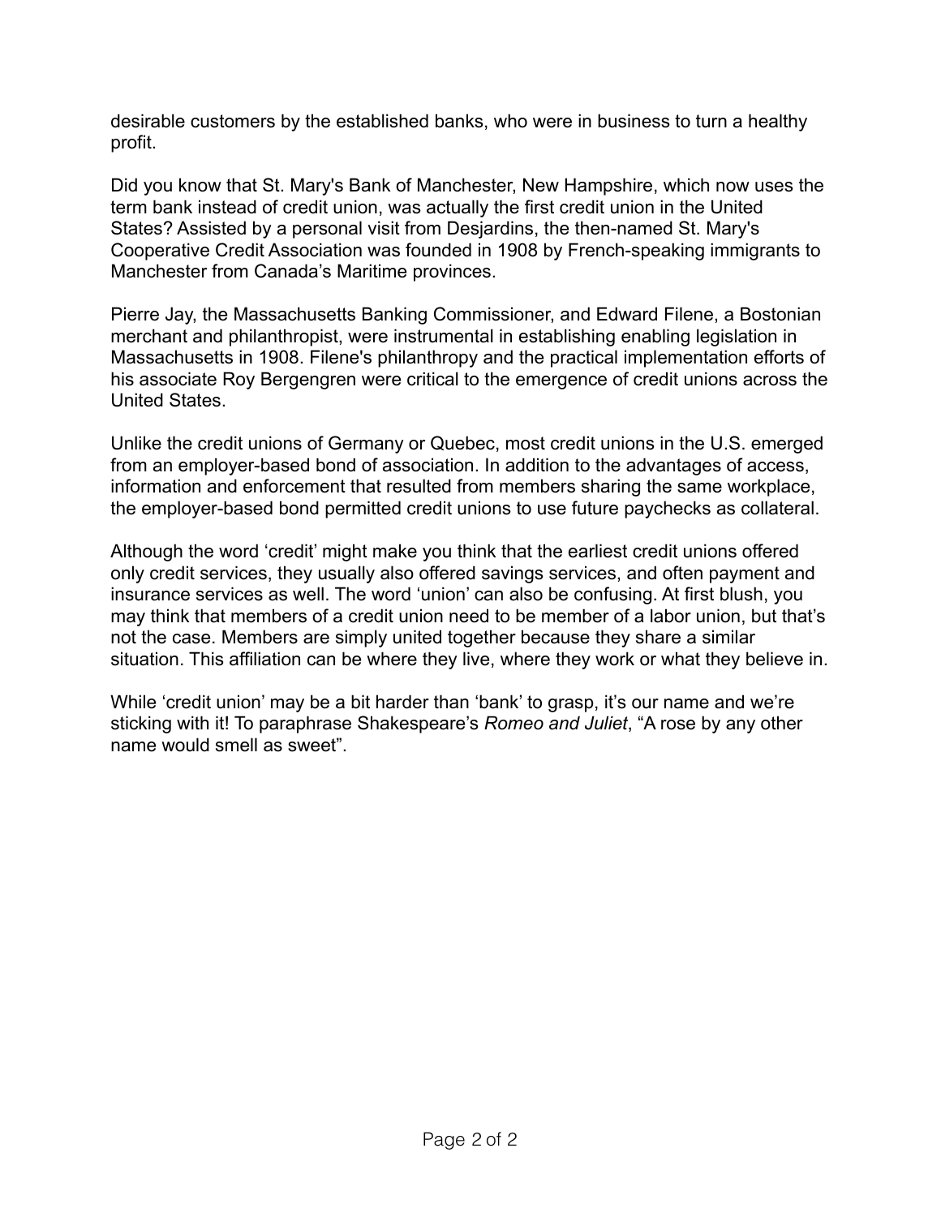desirable customers by the established banks, who were in business to turn a healthy profit.

Did you know that St. Mary's Bank of Manchester, New Hampshire, which now uses the term bank instead of credit union, was actually the first credit union in the United States? Assisted by a personal visit from Desjardins, the then-named St. Mary's Cooperative Credit Association was founded in 1908 by French-speaking immigrants to Manchester from Canada's Maritime provinces.

Pierre Jay, the Massachusetts Banking Commissioner, and Edward Filene, a Bostonian merchant and philanthropist, were instrumental in establishing enabling legislation in Massachusetts in 1908. Filene's philanthropy and the practical implementation efforts of his associate Roy Bergengren were critical to the emergence of credit unions across the United States.

Unlike the credit unions of Germany or Quebec, most credit unions in the U.S. emerged from an employer-based bond of association. In addition to the advantages of access, information and enforcement that resulted from members sharing the same workplace, the employer-based bond permitted credit unions to use future paychecks as collateral.

Although the word 'credit' might make you think that the earliest credit unions offered only credit services, they usually also offered savings services, and often payment and insurance services as well. The word 'union' can also be confusing. At first blush, you may think that members of a credit union need to be member of a labor union, but that's not the case. Members are simply united together because they share a similar situation. This affiliation can be where they live, where they work or what they believe in.

While 'credit union' may be a bit harder than 'bank' to grasp, it's our name and we're sticking with it! To paraphrase Shakespeare's *Romeo and Juliet*, "A rose by any other name would smell as sweet".